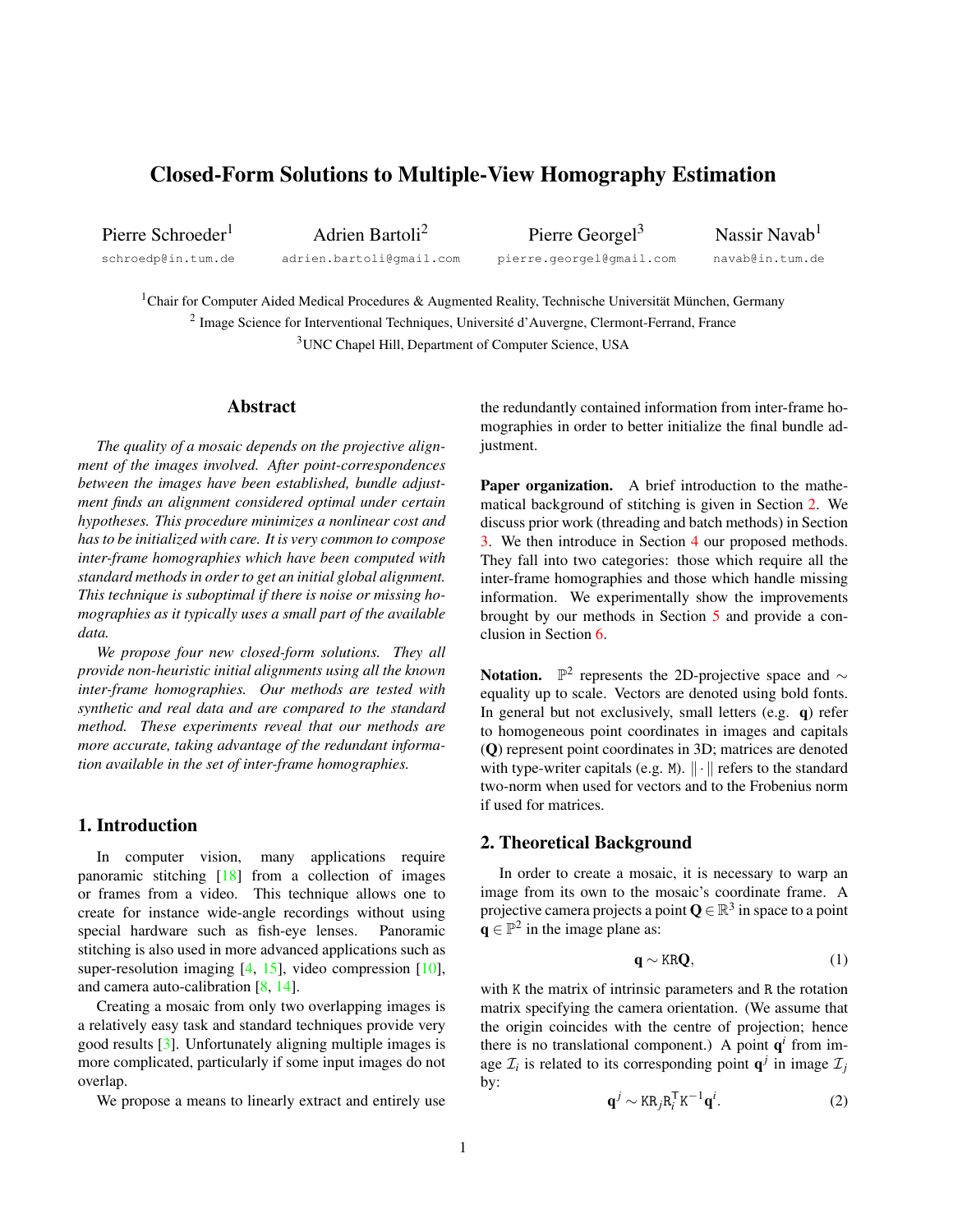# Closed-Form Solutions to Multiple-View Homography Estimation

Pierre Schroeder[1] schroedp@in.tum.de

Adrien Bartoli[2] adrien.bartoli@gmail.com

Pierre Georgel[3] pierre.georgel@gmail.com

Nassir Navab[1] navab@in.tum.de

[1]Chair for Computer Aided Medical Procedures & Augmented Reality, Technische Universität München, Germany

[2] Image Science for Interventional Techniques, Université d'Auvergne, Clermont-Ferrand, France

[3]UNC Chapel Hill, Department of Computer Science, USA

## Abstract

*The quality of a mosaic depends on the projective alignment of the images involved. After point-correspondences between the images have been established, bundle adjustment finds an alignment considered optimal under certain hypotheses. This procedure minimizes a nonlinear cost and has to be initialized with care. It is very common to compose inter-frame homographies which have been computed with standard methods in order to get an initial global alignment. This technique is suboptimal if there is noise or missing homographies as it typically uses a small part of the available data.*

*We propose four new closed-form solutions. They all provide non-heuristic initial alignments using all the known inter-frame homographies. Our methods are tested with synthetic and real data and are compared to the standard method. These experiments reveal that our methods are more accurate, taking advantage of the redundant information available in the set of inter-frame homographies.*

## 1. Introduction

In computer vision, many applications require panoramic stitching [18] from a collection of images or frames from a video. This technique allows one to create for instance wide-angle recordings without using special hardware such as fish-eye lenses. Panoramic stitching is also used in more advanced applications such as super-resolution imaging [4, 15], video compression [10], and camera auto-calibration [8, 14].

Creating a mosaic from only two overlapping images is a relatively easy task and standard techniques provide very good results [3]. Unfortunately aligning multiple images is more complicated, particularly if some input images do not overlap.

We propose a means to linearly extract and entirely use the redundantly contained information from inter-frame homographies in order to better initialize the final bundle adjustment.

**Paper organization.** A brief introduction to the mathematical background of stitching is given in Section 2. We discuss prior work (threading and batch methods) in Section 3. We then introduce in Section 4 our proposed methods. They fall into two categories: those which require all the inter-frame homographies and those which handle missing information. We experimentally show the improvements brought by our methods in Section 5 and provide a conclusion in Section 6.

**Notation.** $\mathbb{P}^2$ represents the 2D-projective space and $\sim$ equality up to scale. Vectors are denoted using bold fonts. In general but not exclusively, small letters (e.g. $\mathbf{q}$) refer to homogeneous point coordinates in images and capitals ($\mathbf{Q}$) represent point coordinates in 3D; matrices are denoted with type-writer capitals (e.g. $\mathtt{M}$). $\|\cdot\|$ refers to the standard two-norm when used for vectors and to the Frobenius norm if used for matrices.

## 2. Theoretical Background

In order to create a mosaic, it is necessary to warp an image from its own to the mosaic's coordinate frame. A projective camera projects a point $\mathbf{Q} \in \mathbb{R}^3$ in space to a point $\mathbf{q} \in \mathbb{P}^2$ in the image plane as:

$$\mathbf{q} \sim \mathtt{KR}\mathbf{Q}, \tag{1}$$

with $\mathtt{K}$ the matrix of intrinsic parameters and $\mathtt{R}$ the rotation matrix specifying the camera orientation. (We assume that the origin coincides with the centre of projection; hence there is no translational component.) A point $\mathbf{q}^i$ from image $\mathcal{I}_i$ is related to its corresponding point $\mathbf{q}^j$ in image $\mathcal{I}_j$ by:

$$\mathbf{q}^j \sim \mathtt{K}\mathtt{R}_j\mathtt{R}_i^{\mathsf{T}}\mathtt{K}^{-1}\mathbf{q}^i. \tag{2}$$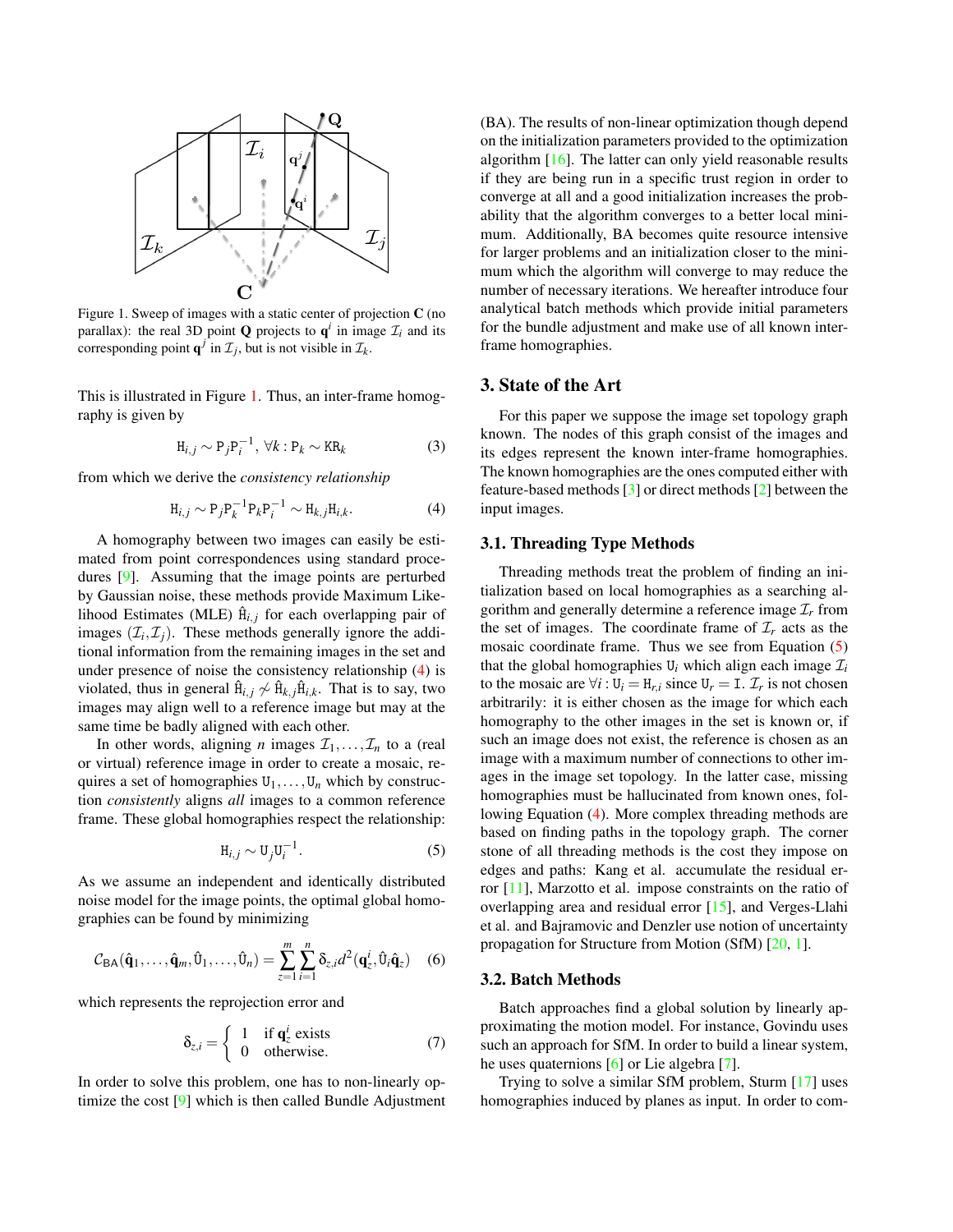Figure 1. Sweep of images with a static center of projection **C** (no parallax): the real 3D point **Q** projects to $\mathbf{q}^i$ in image $\mathcal{I}_i$ and its corresponding point $\mathbf{q}^j$ in $\mathcal{I}_j$, but is not visible in $\mathcal{I}_k$.

This is illustrated in Figure 1. Thus, an inter-frame homography is given by

$$\mathtt{H}_{i,j} \sim \mathtt{P}_j \mathtt{P}_i^{-1},\ \forall k : \mathtt{P}_k \sim \mathtt{K}\mathtt{R}_k \tag{3}$$

from which we derive the *consistency relationship*

$$\mathtt{H}_{i,j} \sim \mathtt{P}_j \mathtt{P}_k^{-1} \mathtt{P}_k \mathtt{P}_i^{-1} \sim \mathtt{H}_{k,j} \mathtt{H}_{i,k}. \tag{4}$$

A homography between two images can easily be estimated from point correspondences using standard procedures [9]. Assuming that the image points are perturbed by Gaussian noise, these methods provide Maximum Likelihood Estimates (MLE) $\hat{\mathtt{H}}_{i,j}$ for each overlapping pair of images $(\mathcal{I}_i, \mathcal{I}_j)$. These methods generally ignore the additional information from the remaining images in the set and under presence of noise the consistency relationship (4) is violated, thus in general $\hat{\mathtt{H}}_{i,j} \not\sim \hat{\mathtt{H}}_{k,j} \hat{\mathtt{H}}_{i,k}$. That is to say, two images may align well to a reference image but may at the same time be badly aligned with each other.

In other words, aligning $n$ images $\mathcal{I}_1, \ldots, \mathcal{I}_n$ to a (real or virtual) reference image in order to create a mosaic, requires a set of homographies $\mathtt{U}_1, \ldots, \mathtt{U}_n$ which by construction *consistently* aligns *all* images to a common reference frame. These global homographies respect the relationship:

$$\mathtt{H}_{i,j} \sim \mathtt{U}_j \mathtt{U}_i^{-1}. \tag{5}$$

As we assume an independent and identically distributed noise model for the image points, the optimal global homographies can be found by minimizing

$$\mathcal{C}_{\mathsf{BA}}(\hat{\mathbf{q}}_1, \ldots, \hat{\mathbf{q}}_m, \hat{\mathtt{U}}_1, \ldots, \hat{\mathtt{U}}_n) = \sum_{z=1}^{m} \sum_{i=1}^{n} \delta_{z,i} d^2(\mathbf{q}_z^i, \hat{\mathtt{U}}_i \hat{\mathbf{q}}_z) \tag{6}$$

which represents the reprojection error and

$$\delta_{z,i} = \begin{cases} 1 & \text{if } \mathbf{q}_z^i \text{ exists} \\ 0 & \text{otherwise.} \end{cases} \tag{7}$$

In order to solve this problem, one has to non-linearly optimize the cost [9] which is then called Bundle Adjustment (BA). The results of non-linear optimization though depend on the initialization parameters provided to the optimization algorithm [16]. The latter can only yield reasonable results if they are being run in a specific trust region in order to converge at all and a good initialization increases the probability that the algorithm converges to a better local minimum. Additionally, BA becomes quite resource intensive for larger problems and an initialization closer to the minimum which the algorithm will converge to may reduce the number of necessary iterations. We hereafter introduce four analytical batch methods which provide initial parameters for the bundle adjustment and make use of all known inter-frame homographies.

## 3. State of the Art

For this paper we suppose the image set topology graph known. The nodes of this graph consist of the images and its edges represent the known inter-frame homographies. The known homographies are the ones computed either with feature-based methods [3] or direct methods [2] between the input images.

### 3.1. Threading Type Methods

Threading methods treat the problem of finding an initialization based on local homographies as a searching algorithm and generally determine a reference image $\mathcal{I}_r$ from the set of images. The coordinate frame of $\mathcal{I}_r$ acts as the mosaic coordinate frame. Thus we see from Equation (5) that the global homographies $\mathtt{U}_i$ which align each image $\mathcal{I}_i$ to the mosaic are $\forall i : \mathtt{U}_i = \mathtt{H}_{r,i}$ since $\mathtt{U}_r = \mathtt{I}$. $\mathcal{I}_r$ is not chosen arbitrarily: it is either chosen as the image for which each homography to the other images in the set is known or, if such an image does not exist, the reference is chosen as an image with a maximum number of connections to other images in the image set topology. In the latter case, missing homographies must be hallucinated from known ones, following Equation (4). More complex threading methods are based on finding paths in the topology graph. The corner stone of all threading methods is the cost they impose on edges and paths: Kang et al. accumulate the residual error [11], Marzotto et al. impose constraints on the ratio of overlapping area and residual error [15], and Verges-Llahi et al. and Bajramovic and Denzler use notion of uncertainty propagation for Structure from Motion (SfM) [20, 1].

### 3.2. Batch Methods

Batch approaches find a global solution by linearly approximating the motion model. For instance, Govindu uses such an approach for SfM. In order to build a linear system, he uses quaternions [6] or Lie algebra [7].

Trying to solve a similar SfM problem, Sturm [17] uses homographies induced by planes as input. In order to com-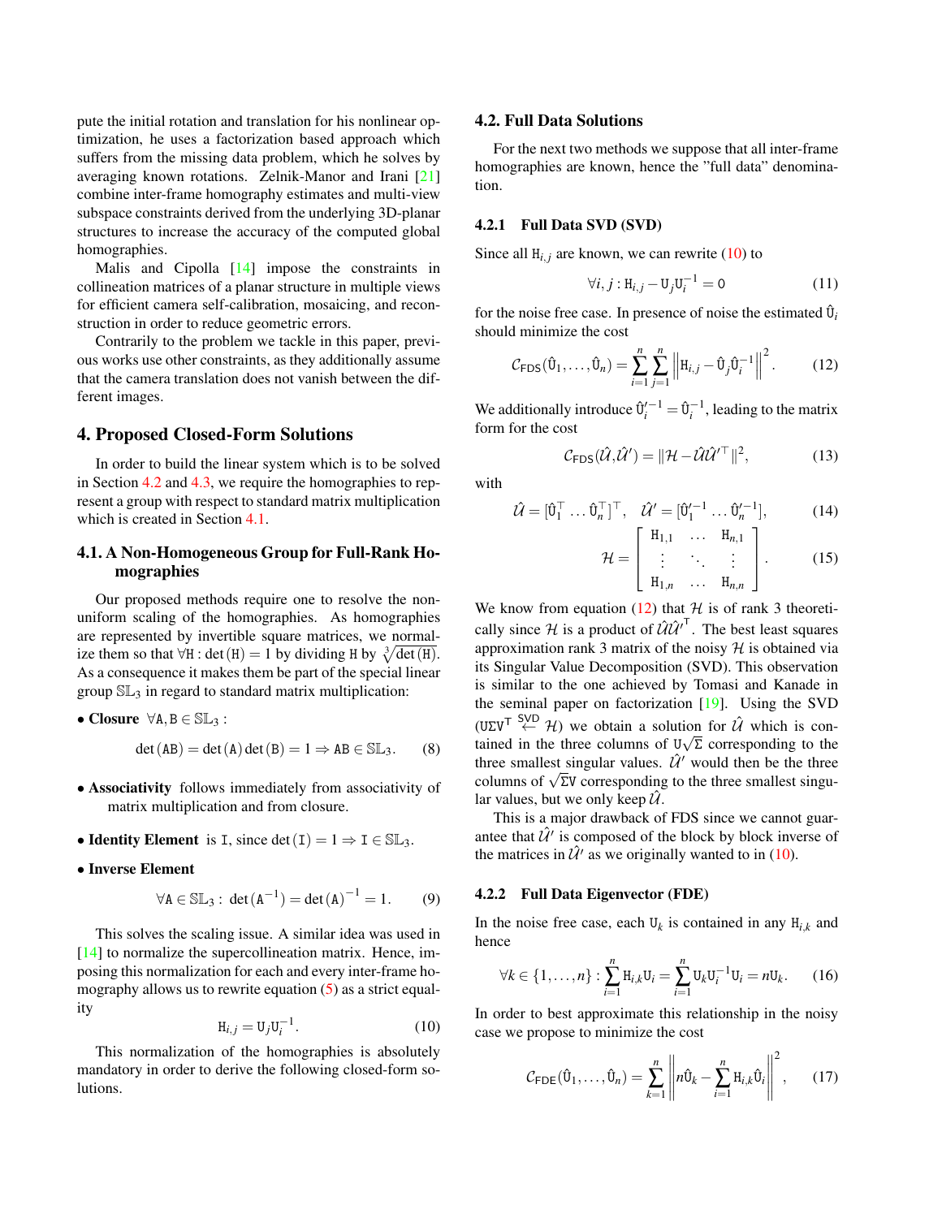pute the initial rotation and translation for his nonlinear optimization, he uses a factorization based approach which suffers from the missing data problem, which he solves by averaging known rotations. Zelnik-Manor and Irani [21] combine inter-frame homography estimates and multi-view subspace constraints derived from the underlying 3D-planar structures to increase the accuracy of the computed global homographies.

Malis and Cipolla [14] impose the constraints in collineation matrices of a planar structure in multiple views for efficient camera self-calibration, mosaicing, and reconstruction in order to reduce geometric errors.

Contrarily to the problem we tackle in this paper, previous works use other constraints, as they additionally assume that the camera translation does not vanish between the different images.

## 4. Proposed Closed-Form Solutions

In order to build the linear system which is to be solved in Section 4.2 and 4.3, we require the homographies to represent a group with respect to standard matrix multiplication which is created in Section 4.1.

### 4.1. A Non-Homogeneous Group for Full-Rank Homographies

Our proposed methods require one to resolve the non-uniform scaling of the homographies. As homographies are represented by invertible square matrices, we normalize them so that $\forall \mathtt{H} : \det(\mathtt{H}) = 1$ by dividing $\mathtt{H}$ by $\sqrt[3]{\det(\mathtt{H})}$. As a consequence it makes them be part of the special linear group $\mathbb{SL}_3$ in regard to standard matrix multiplication:

- **Closure** $\forall \mathtt{A}, \mathtt{B} \in \mathbb{SL}_3$ :

$$\det(\mathtt{AB}) = \det(\mathtt{A}) \det(\mathtt{B}) = 1 \Rightarrow \mathtt{AB} \in \mathbb{SL}_3. \quad (8)$$

- **Associativity** follows immediately from associativity of matrix multiplication and from closure.

- **Identity Element** is $\mathtt{I}$, since $\det(\mathtt{I}) = 1 \Rightarrow \mathtt{I} \in \mathbb{SL}_3$.

- **Inverse Element**

$$\forall \mathtt{A} \in \mathbb{SL}_3 : \ \det(\mathtt{A}^{-1}) = \det(\mathtt{A})^{-1} = 1. \quad (9)$$

This solves the scaling issue. A similar idea was used in [14] to normalize the supercollineation matrix. Hence, imposing this normalization for each and every inter-frame homography allows us to rewrite equation (5) as a strict equality

$$\mathtt{H}_{i,j} = \mathtt{U}_j \mathtt{U}_i^{-1}. \quad (10)$$

This normalization of the homographies is absolutely mandatory in order to derive the following closed-form solutions.

### 4.2. Full Data Solutions

For the next two methods we suppose that all inter-frame homographies are known, hence the "full data" denomination.

#### 4.2.1 Full Data SVD (SVD)

Since all $\mathtt{H}_{i,j}$ are known, we can rewrite (10) to

$$\forall i, j : \mathtt{H}_{i,j} - \mathtt{U}_j \mathtt{U}_i^{-1} = \mathtt{0} \quad (11)$$

for the noise free case. In presence of noise the estimated $\hat{\mathtt{U}}_i$ should minimize the cost

$$\mathcal{C}_{\mathsf{FDS}}(\hat{\mathtt{U}}_1, \ldots, \hat{\mathtt{U}}_n) = \sum_{i=1}^{n} \sum_{j=1}^{n} \left\| \mathtt{H}_{i,j} - \hat{\mathtt{U}}_j \hat{\mathtt{U}}_i^{-1} \right\|^2. \quad (12)$$

We additionally introduce $\hat{\mathtt{U}}_i'^{-1} = \hat{\mathtt{U}}_i^{-1}$, leading to the matrix form for the cost

$$\mathcal{C}_{\mathsf{FDS}}(\hat{\mathcal{U}}, \hat{\mathcal{U}}') = \|\mathcal{H} - \hat{\mathcal{U}} \hat{\mathcal{U}}'^{\top}\|^2, \quad (13)$$

with

$$\hat{\mathcal{U}} = [\hat{\mathtt{U}}_1^\top \ldots \hat{\mathtt{U}}_n^\top]^\top, \quad \hat{\mathcal{U}}' = [\hat{\mathtt{U}}_1'^{-1} \ldots \hat{\mathtt{U}}_n'^{-1}], \quad (14)$$

$$\mathcal{H} = \begin{bmatrix} \mathtt{H}_{1,1} & \ldots & \mathtt{H}_{n,1} \\ \vdots & \ddots & \vdots \\ \mathtt{H}_{1,n} & \ldots & \mathtt{H}_{n,n} \end{bmatrix}. \quad (15)$$

We know from equation (12) that $\mathcal{H}$ is of rank 3 theoretically since $\mathcal{H}$ is a product of $\hat{\mathcal{U}} \hat{\mathcal{U}}'^{\top}$. The best least squares approximation rank 3 matrix of the noisy $\mathcal{H}$ is obtained via its Singular Value Decomposition (SVD). This observation is similar to the one achieved by Tomasi and Kanade in the seminal paper on factorization [19]. Using the SVD ($\mathtt{U}\Sigma\mathtt{V}^\top \overset{\mathsf{SVD}}{\leftarrow} \mathcal{H}$) we obtain a solution for $\hat{\mathcal{U}}$ which is contained in the three columns of $\mathtt{U}\sqrt{\Sigma}$ corresponding to the three smallest singular values. $\hat{\mathcal{U}}'$ would then be the three columns of $\sqrt{\Sigma}\mathtt{V}$ corresponding to the three smallest singular values, but we only keep $\hat{\mathcal{U}}$.

This is a major drawback of FDS since we cannot guarantee that $\hat{\mathcal{U}}'$ is composed of the block by block inverse of the matrices in $\hat{\mathcal{U}}'$ as we originally wanted to in (10).

#### 4.2.2 Full Data Eigenvector (FDE)

In the noise free case, each $\mathtt{U}_k$ is contained in any $\mathtt{H}_{i,k}$ and hence

$$\forall k \in \{1, \ldots, n\} : \sum_{i=1}^{n} \mathtt{H}_{i,k} \mathtt{U}_i = \sum_{i=1}^{n} \mathtt{U}_k \mathtt{U}_i^{-1} \mathtt{U}_i = n \mathtt{U}_k. \quad (16)$$

In order to best approximate this relationship in the noisy case we propose to minimize the cost

$$\mathcal{C}_{\mathsf{FDE}}(\hat{\mathtt{U}}_1, \ldots, \hat{\mathtt{U}}_n) = \sum_{k=1}^{n} \left\| n\hat{\mathtt{U}}_k - \sum_{i=1}^{n} \mathtt{H}_{i,k} \hat{\mathtt{U}}_i \right\|^2, \quad (17)$$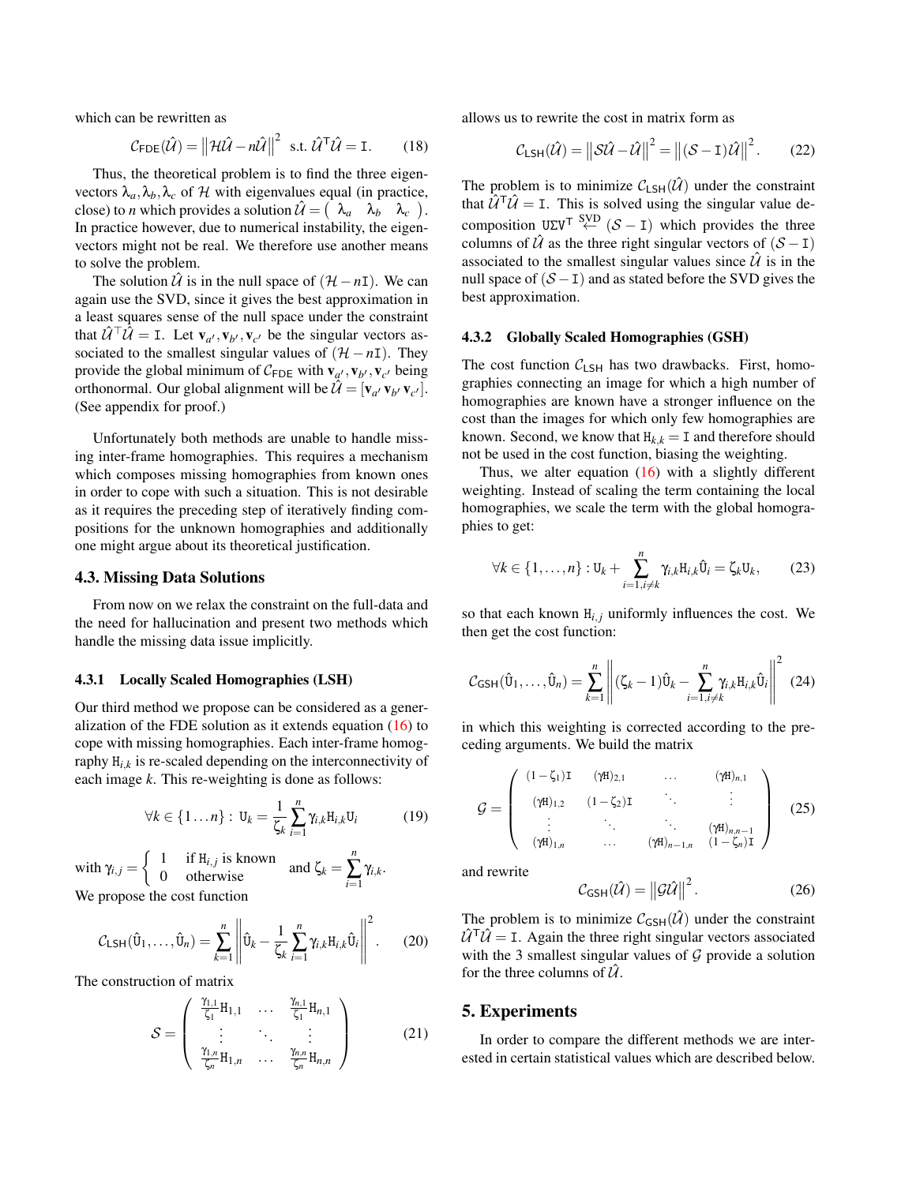which can be rewritten as

$$\mathcal{C}_{\mathsf{FDE}}(\hat{\mathcal{U}}) = \left\| \mathcal{H}\hat{\mathcal{U}} - n\hat{\mathcal{U}} \right\|^2 \;\text{ s.t. } \hat{\mathcal{U}}^\mathsf{T}\hat{\mathcal{U}} = \mathtt{I}. \tag{18}$$

Thus, the theoretical problem is to find the three eigenvectors $\lambda_a, \lambda_b, \lambda_c$ of $\mathcal{H}$ with eigenvalues equal (in practice, close) to $n$ which provides a solution $\hat{\mathcal{U}} = \begin{pmatrix} \lambda_a & \lambda_b & \lambda_c \end{pmatrix}$. In practice however, due to numerical instability, the eigenvectors might not be real. We therefore use another means to solve the problem.

The solution $\hat{\mathcal{U}}$ is in the null space of $(\mathcal{H} - n\mathtt{I})$. We can again use the SVD, since it gives the best approximation in a least squares sense of the null space under the constraint that $\hat{\mathcal{U}}^\top\hat{\mathcal{U}} = \mathtt{I}$. Let $\mathbf{v}_{a'}, \mathbf{v}_{b'}, \mathbf{v}_{c'}$ be the singular vectors associated to the smallest singular values of $(\mathcal{H} - n\mathtt{I})$. They provide the global minimum of $\mathcal{C}_{\mathsf{FDE}}$ with $\mathbf{v}_{a'}, \mathbf{v}_{b'}, \mathbf{v}_{c'}$ being orthonormal. Our global alignment will be $\hat{\mathcal{U}} = [\mathbf{v}_{a'}\, \mathbf{v}_{b'}\, \mathbf{v}_{c'}]$. (See appendix for proof.)

Unfortunately both methods are unable to handle missing inter-frame homographies. This requires a mechanism which composes missing homographies from known ones in order to cope with such a situation. This is not desirable as it requires the preceding step of iteratively finding compositions for the unknown homographies and additionally one might argue about its theoretical justification.

## 4.3. Missing Data Solutions

From now on we relax the constraint on the full-data and the need for hallucination and present two methods which handle the missing data issue implicitly.

### 4.3.1 Locally Scaled Homographies (LSH)

Our third method we propose can be considered as a generalization of the FDE solution as it extends equation (16) to cope with missing homographies. Each inter-frame homography $\mathtt{H}_{i,k}$ is re-scaled depending on the interconnectivity of each image $k$. This re-weighting is done as follows:

$$\forall k \in \{1 \ldots n\} : \; \mathtt{U}_k = \frac{1}{\zeta_k} \sum_{i=1}^{n} \gamma_{i,k} \mathtt{H}_{i,k} \mathtt{U}_i \tag{19}$$

with $\gamma_{i,j} = \begin{cases} 1 & \text{if } \mathtt{H}_{i,j} \text{ is known} \\ 0 & \text{otherwise} \end{cases}$ and $\zeta_k = \sum_{i=1}^{n} \gamma_{i,k}$.

We propose the cost function

$$\mathcal{C}_{\mathsf{LSH}}(\hat{\mathtt{U}}_1, \ldots, \hat{\mathtt{U}}_n) = \sum_{k=1}^{n} \left\| \hat{\mathtt{U}}_k - \frac{1}{\zeta_k} \sum_{i=1}^{n} \gamma_{i,k} \mathtt{H}_{i,k} \hat{\mathtt{U}}_i \right\|^2. \tag{20}$$

The construction of matrix

$$\mathcal{S} = \begin{pmatrix} \frac{\gamma_{1,1}}{\zeta_1}\mathtt{H}_{1,1} & \ldots & \frac{\gamma_{n,1}}{\zeta_1}\mathtt{H}_{n,1} \\ \vdots & \ddots & \vdots \\ \frac{\gamma_{1,n}}{\zeta_n}\mathtt{H}_{1,n} & \ldots & \frac{\gamma_{n,n}}{\zeta_n}\mathtt{H}_{n,n} \end{pmatrix} \tag{21}$$

allows us to rewrite the cost in matrix form as

$$\mathcal{C}_{\mathsf{LSH}}(\hat{\mathcal{U}}) = \left\| \mathcal{S}\hat{\mathcal{U}} - \hat{\mathcal{U}} \right\|^2 = \left\| (\mathcal{S} - \mathtt{I})\hat{\mathcal{U}} \right\|^2. \tag{22}$$

The problem is to minimize $\mathcal{C}_{\mathsf{LSH}}(\hat{\mathcal{U}})$ under the constraint that $\hat{\mathcal{U}}^\mathsf{T}\hat{\mathcal{U}} = \mathtt{I}$. This is solved using the singular value decomposition $\mathtt{U\Sigma V}^\mathsf{T} \overset{\text{SVD}}{\leftarrow} (\mathcal{S} - \mathtt{I})$ which provides the three columns of $\hat{\mathcal{U}}$ as the three right singular vectors of $(\mathcal{S} - \mathtt{I})$ associated to the smallest singular values since $\hat{\mathcal{U}}$ is in the null space of $(\mathcal{S} - \mathtt{I})$ and as stated before the SVD gives the best approximation.

### 4.3.2 Globally Scaled Homographies (GSH)

The cost function $\mathcal{C}_{\mathsf{LSH}}$ has two drawbacks. First, homographies connecting an image for which a high number of homographies are known have a stronger influence on the cost than the images for which only few homographies are known. Second, we know that $\mathtt{H}_{k,k} = \mathtt{I}$ and therefore should not be used in the cost function, biasing the weighting.

Thus, we alter equation (16) with a slightly different weighting. Instead of scaling the term containing the local homographies, we scale the term with the global homographies to get:

$$\forall k \in \{1, \ldots, n\} : \mathtt{U}_k + \sum_{i=1, i \neq k}^{n} \gamma_{i,k} \mathtt{H}_{i,k} \hat{\mathtt{U}}_i = \zeta_k \mathtt{U}_k, \tag{23}$$

so that each known $\mathtt{H}_{i,j}$ uniformly influences the cost. We then get the cost function:

$$\mathcal{C}_{\mathsf{GSH}}(\hat{\mathtt{U}}_1, \ldots, \hat{\mathtt{U}}_n) = \sum_{k=1}^{n} \left\| (\zeta_k - 1)\hat{\mathtt{U}}_k - \sum_{i=1, i \neq k}^{n} \gamma_{i,k} \mathtt{H}_{i,k} \hat{\mathtt{U}}_i \right\|^2 \tag{24}$$

in which this weighting is corrected according to the preceding arguments. We build the matrix

$$\mathcal{G} = \begin{pmatrix} (1-\zeta_1)\mathtt{I} & (\gamma\mathtt{H})_{2,1} & \ldots & (\gamma\mathtt{H})_{n,1} \\ (\gamma\mathtt{H})_{1,2} & (1-\zeta_2)\mathtt{I} & \ddots & \vdots \\ \vdots & \ddots & \ddots & (\gamma\mathtt{H})_{n,n-1} \\ (\gamma\mathtt{H})_{1,n} & \ldots & (\gamma\mathtt{H})_{n-1,n} & (1-\zeta_n)\mathtt{I} \end{pmatrix} \tag{25}$$

and rewrite

$$\mathcal{C}_{\mathsf{GSH}}(\hat{\mathcal{U}}) = \left\| \mathcal{G}\hat{\mathcal{U}} \right\|^2. \tag{26}$$

The problem is to minimize $\mathcal{C}_{\mathsf{GSH}}(\hat{\mathcal{U}})$ under the constraint $\hat{\mathcal{U}}^\mathsf{T}\hat{\mathcal{U}} = \mathtt{I}$. Again the three right singular vectors associated with the 3 smallest singular values of $\mathcal{G}$ provide a solution for the three columns of $\hat{\mathcal{U}}$.

## 5. Experiments

In order to compare the different methods we are interested in certain statistical values which are described below.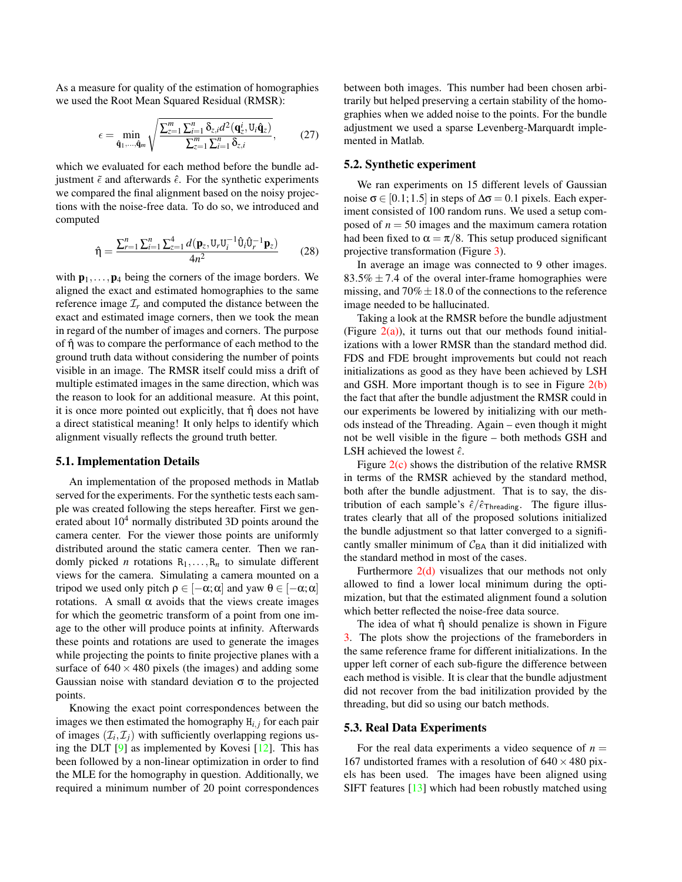As a measure for quality of the estimation of homographies we used the Root Mean Squared Residual (RMSR):

$$\epsilon = \min_{\hat{\mathbf{q}}_1,\ldots,\hat{\mathbf{q}}_m} \sqrt{\frac{\sum_{z=1}^{m}\sum_{i=1}^{n}\delta_{z,i} d^2(\mathbf{q}_z^i, \mathtt{U}_i\hat{\mathbf{q}}_z)}{\sum_{z=1}^{m}\sum_{i=1}^{n}\delta_{z,i}}}, \tag{27}$$

which we evaluated for each method before the bundle adjustment $\tilde{\epsilon}$ and afterwards $\hat{\epsilon}$. For the synthetic experiments we compared the final alignment based on the noisy projections with the noise-free data. To do so, we introduced and computed

$$\hat{\eta} = \frac{\sum_{r=1}^{n}\sum_{i=1}^{n}\sum_{z=1}^{4} d(\mathbf{p}_z, \mathtt{U}_r\mathtt{U}_i^{-1}\hat{\mathtt{U}}_i\hat{\mathtt{U}}_r^{-1}\mathbf{p}_z)}{4n^2} \tag{28}$$

with $\mathbf{p}_1,\ldots,\mathbf{p}_4$ being the corners of the image borders. We aligned the exact and estimated homographies to the same reference image $\mathcal{I}_r$ and computed the distance between the exact and estimated image corners, then we took the mean in regard of the number of images and corners. The purpose of $\hat{\eta}$ was to compare the performance of each method to the ground truth data without considering the number of points visible in an image. The RMSR itself could miss a drift of multiple estimated images in the same direction, which was the reason to look for an additional measure. At this point, it is once more pointed out explicitly, that $\hat{\eta}$ does not have a direct statistical meaning! It only helps to identify which alignment visually reflects the ground truth better.

### 5.1. Implementation Details

An implementation of the proposed methods in Matlab served for the experiments. For the synthetic tests each sample was created following the steps hereafter. First we generated about $10^4$ normally distributed 3D points around the camera center. For the viewer those points are uniformly distributed around the static camera center. Then we randomly picked $n$ rotations $\mathtt{R}_1,\ldots,\mathtt{R}_n$ to simulate different views for the camera. Simulating a camera mounted on a tripod we used only pitch $\rho \in [-\alpha;\alpha]$ and yaw $\theta \in [-\alpha;\alpha]$ rotations. A small $\alpha$ avoids that the views create images for which the geometric transform of a point from one image to the other will produce points at infinity. Afterwards these points and rotations are used to generate the images while projecting the points to finite projective planes with a surface of $640 \times 480$ pixels (the images) and adding some Gaussian noise with standard deviation $\sigma$ to the projected points.

Knowing the exact point correspondences between the images we then estimated the homography $\mathtt{H}_{i,j}$ for each pair of images $(\mathcal{I}_i, \mathcal{I}_j)$ with sufficiently overlapping regions using the DLT [9] as implemented by Kovesi [12]. This has been followed by a non-linear optimization in order to find the MLE for the homography in question. Additionally, we required a minimum number of 20 point correspondences between both images. This number had been chosen arbitrarily but helped preserving a certain stability of the homographies when we added noise to the points. For the bundle adjustment we used a sparse Levenberg-Marquardt implemented in Matlab.

### 5.2. Synthetic experiment

We ran experiments on 15 different levels of Gaussian noise $\sigma \in [0.1; 1.5]$ in steps of $\Delta\sigma = 0.1$ pixels. Each experiment consisted of 100 random runs. We used a setup composed of $n = 50$ images and the maximum camera rotation had been fixed to $\alpha = \pi/8$. This setup produced significant projective transformation (Figure 3).

In average an image was connected to 9 other images. $83.5\% \pm 7.4$ of the overal inter-frame homographies were missing, and $70\% \pm 18.0$ of the connections to the reference image needed to be hallucinated.

Taking a look at the RMSR before the bundle adjustment (Figure 2(a)), it turns out that our methods found initializations with a lower RMSR than the standard method did. FDS and FDE brought improvements but could not reach initializations as good as they have been achieved by LSH and GSH. More important though is to see in Figure 2(b) the fact that after the bundle adjustment the RMSR could in our experiments be lowered by initializing with our methods instead of the Threading. Again – even though it might not be well visible in the figure – both methods GSH and LSH achieved the lowest $\hat{\epsilon}$.

Figure 2(c) shows the distribution of the relative RMSR in terms of the RMSR achieved by the standard method, both after the bundle adjustment. That is to say, the distribution of each sample's $\hat{\epsilon}/\hat{\epsilon}_{\mathsf{Threading}}$. The figure illustrates clearly that all of the proposed solutions initialized the bundle adjustment so that latter converged to a significantly smaller minimum of $\mathcal{C}_{\mathsf{BA}}$ than it did initialized with the standard method in most of the cases.

Furthermore 2(d) visualizes that our methods not only allowed to find a lower local minimum during the optimization, but that the estimated alignment found a solution which better reflected the noise-free data source.

The idea of what $\hat{\eta}$ should penalize is shown in Figure 3. The plots show the projections of the frameborders in the same reference frame for different initializations. In the upper left corner of each sub-figure the difference between each method is visible. It is clear that the bundle adjustment did not recover from the bad initilization provided by the threading, but did so using our batch methods.

### 5.3. Real Data Experiments

For the real data experiments a video sequence of $n = 167$ undistorted frames with a resolution of $640 \times 480$ pixels has been used. The images have been aligned using SIFT features [13] which had been robustly matched using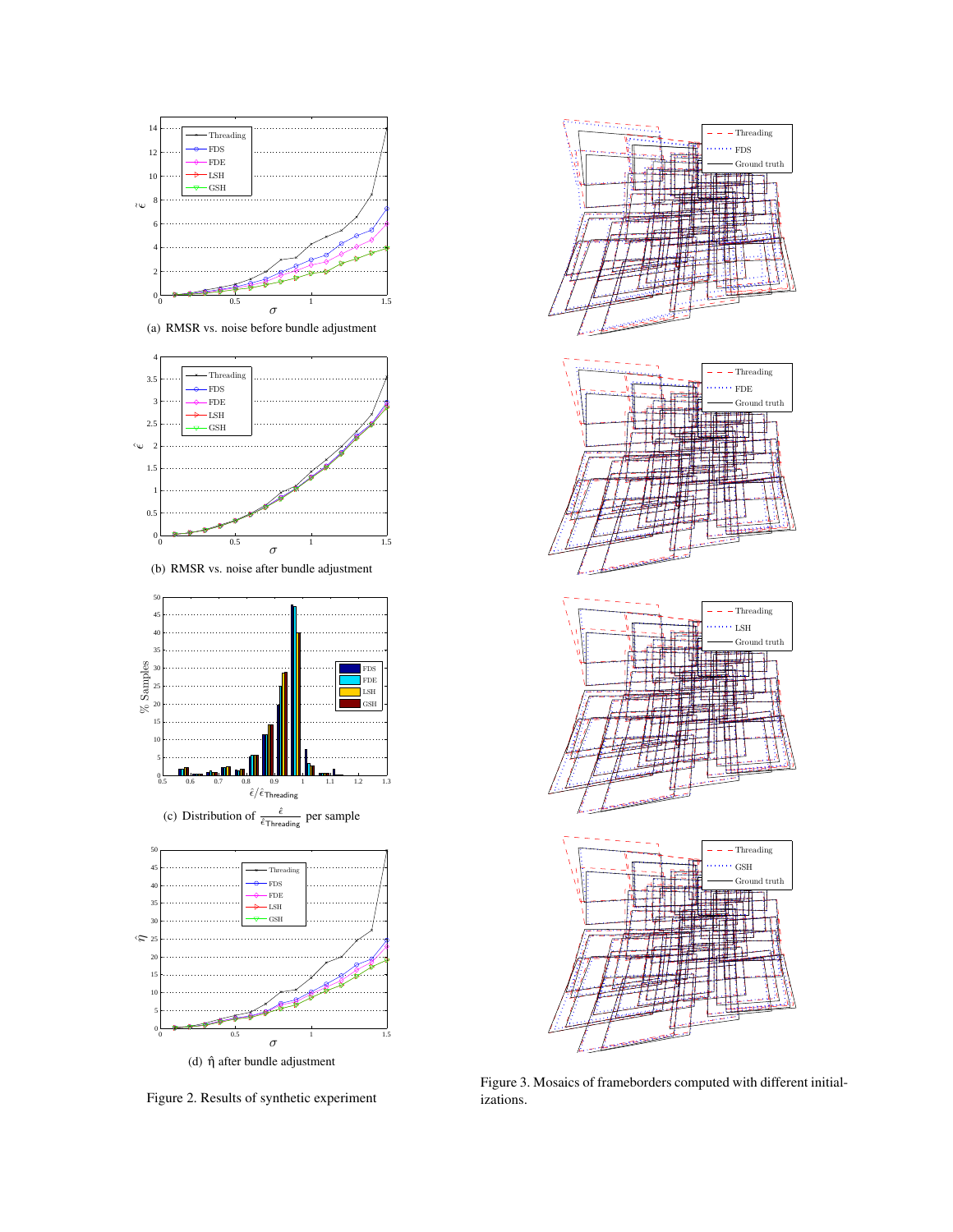(a) RMSR vs. noise before bundle adjustment

(b) RMSR vs. noise after bundle adjustment

(c) Distribution of $\frac{\hat{\epsilon}}{\hat{\epsilon}_{\text{Threading}}}$ per sample

(d) $\hat{\eta}$ after bundle adjustment

Figure 2. Results of synthetic experiment

Figure 3. Mosaics of frameborders computed with different initializations.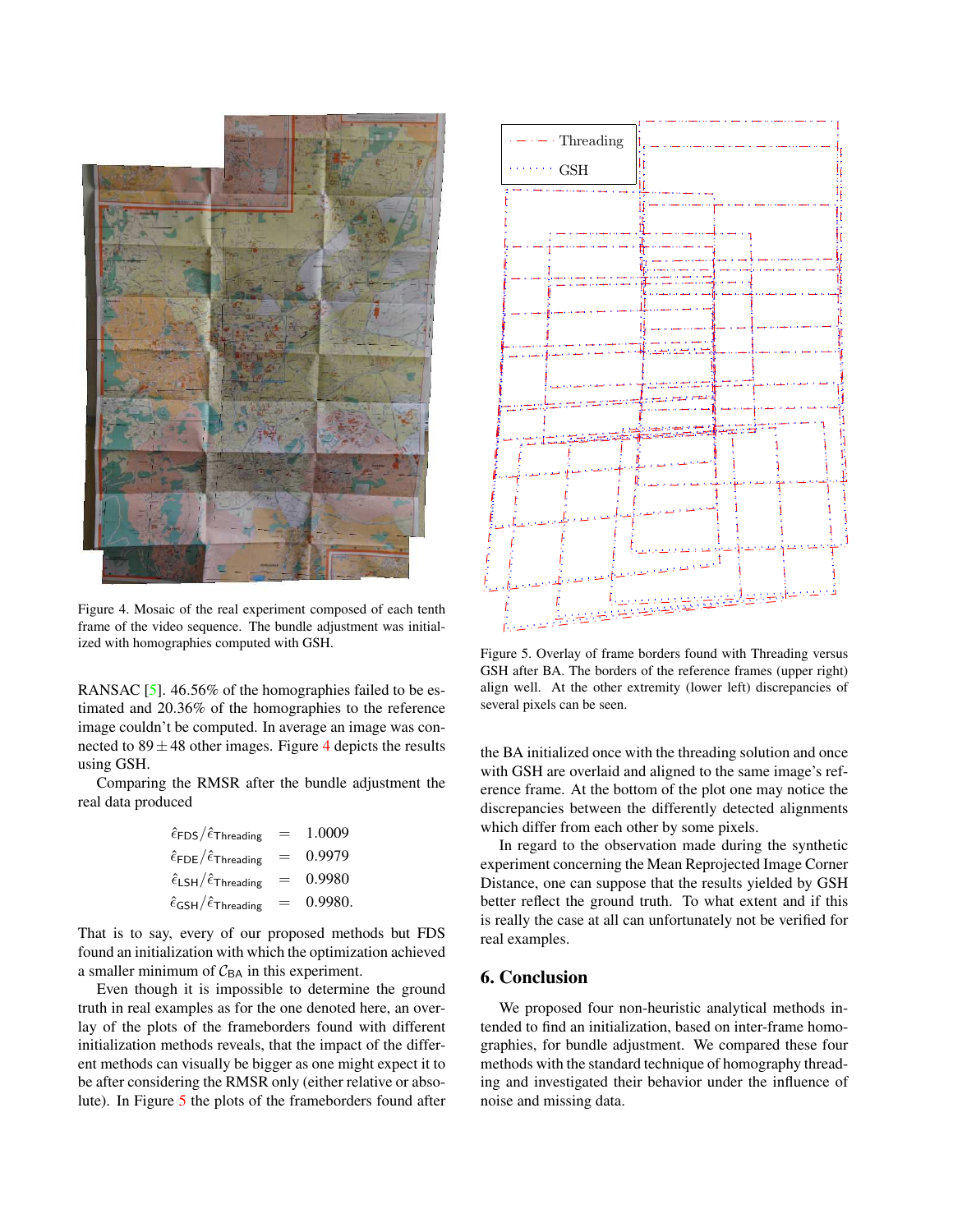Figure 4. Mosaic of the real experiment composed of each tenth frame of the video sequence. The bundle adjustment was initialized with homographies computed with GSH.

RANSAC [5]. 46.56% of the homographies failed to be estimated and 20.36% of the homographies to the reference image couldn't be computed. In average an image was connected to $89 \pm 48$ other images. Figure 4 depicts the results using GSH.

Comparing the RMSR after the bundle adjustment the real data produced

$$
\begin{aligned}
\hat{\epsilon}_{\mathsf{FDS}}/\hat{\epsilon}_{\mathsf{Threading}} &= 1.0009 \\
\hat{\epsilon}_{\mathsf{FDE}}/\hat{\epsilon}_{\mathsf{Threading}} &= 0.9979 \\
\hat{\epsilon}_{\mathsf{LSH}}/\hat{\epsilon}_{\mathsf{Threading}} &= 0.9980 \\
\hat{\epsilon}_{\mathsf{GSH}}/\hat{\epsilon}_{\mathsf{Threading}} &= 0.9980.
\end{aligned}
$$

That is to say, every of our proposed methods but FDS found an initialization with which the optimization achieved a smaller minimum of $\mathcal{C}_{\mathsf{BA}}$ in this experiment.

Even though it is impossible to determine the ground truth in real examples as for the one denoted here, an overlay of the plots of the frameborders found with different initialization methods reveals, that the impact of the different methods can visually be bigger as one might expect it to be after considering the RMSR only (either relative or absolute). In Figure 5 the plots of the frameborders found after the BA initialized once with the threading solution and once with GSH are overlaid and aligned to the same image's reference frame. At the bottom of the plot one may notice the discrepancies between the differently detected alignments which differ from each other by some pixels.

Figure 5. Overlay of frame borders found with Threading versus GSH after BA. The borders of the reference frames (upper right) align well. At the other extremity (lower left) discrepancies of several pixels can be seen.

In regard to the observation made during the synthetic experiment concerning the Mean Reprojected Image Corner Distance, one can suppose that the results yielded by GSH better reflect the ground truth. To what extent and if this is really the case at all can unfortunately not be verified for real examples.

## 6. Conclusion

We proposed four non-heuristic analytical methods intended to find an initialization, based on inter-frame homographies, for bundle adjustment. We compared these four methods with the standard technique of homography threading and investigated their behavior under the influence of noise and missing data.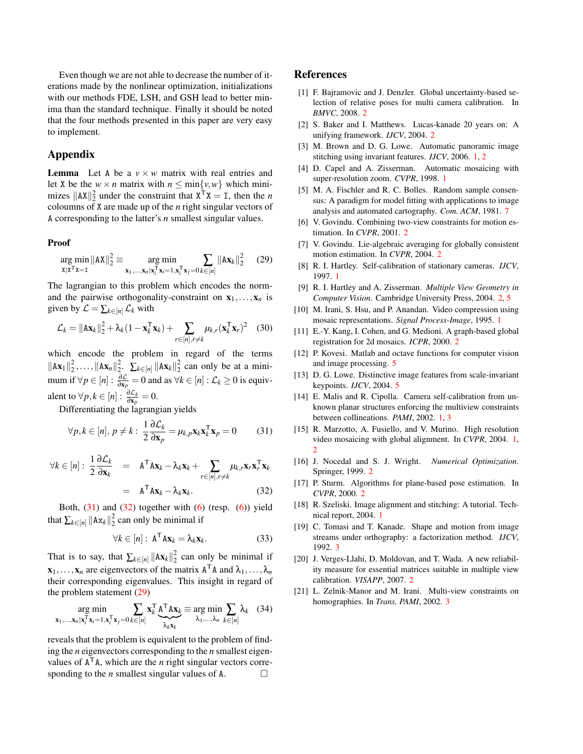Even though we are not able to decrease the number of iterations made by the nonlinear optimization, initializations with our methods FDE, LSH, and GSH lead to better minima than the standard technique. Finally it should be noted that the four methods presented in this paper are very easy to implement.

## Appendix

**Lemma** Let $\mathtt{A}$ be a $v \times w$ matrix with real entries and let $\mathtt{X}$ be the $w \times n$ matrix with $n \leq \min\{v, w\}$ which minimizes $\|\mathtt{AX}\|_2^2$ under the constraint that $\mathtt{X}^\mathsf{T}\mathtt{X} = \mathtt{I}$, then the $n$ coloumns of $\mathtt{X}$ are made up of the $n$ right singular vectors of $\mathtt{A}$ corresponding to the latter's $n$ smallest singular values.

**Proof**

$$\arg\min_{\mathtt{X}|\mathtt{X}^\mathsf{T}\mathtt{X}=\mathtt{I}} \|\mathtt{AX}\|_2^2 \equiv \arg\min_{\mathbf{x}_1,\ldots,\mathbf{x}_n|\mathbf{x}_i^\mathsf{T}\mathbf{x}_i=1,\mathbf{x}_i^\mathsf{T}\mathbf{x}_j=0} \sum_{k\in[n]} \|\mathtt{A}\mathbf{x}_k\|_2^2 \tag{29}$$

The lagrangian to this problem which encodes the norm- and the pairwise orthogonality-constraint on $\mathbf{x}_1, \ldots, \mathbf{x}_n$ is given by $\mathcal{L} = \sum_{k\in[n]} \mathcal{L}_k$ with

$$\mathcal{L}_k = \|\mathtt{A}\mathbf{x}_k\|_2^2 + \lambda_k(1 - \mathbf{x}_k^\mathsf{T}\mathbf{x}_k) + \sum_{r\in[n], r\neq k} \mu_{k,r}(\mathbf{x}_k^\mathsf{T}\mathbf{x}_r)^2 \tag{30}$$

which encode the problem in regard of the terms $\|\mathtt{A}\mathbf{x}_1\|_2^2, \ldots, \|\mathtt{A}\mathbf{x}_n\|_2^2$. $\sum_{k\in[n]} \|\mathtt{A}\mathbf{x}_k\|_2^2$ can only be at a minimum if $\forall p \in [n] : \frac{\partial \mathcal{L}}{\partial \mathbf{x}_p} = 0$ and as $\forall k \in [n] : \mathcal{L}_k \geq 0$ is equivalent to $\forall p, k \in [n] : \frac{\partial \mathcal{L}_k}{\partial \mathbf{x}_p} = 0$.

Differentiating the lagrangian yields

$$\forall p, k \in [n], \, p \neq k : \frac{1}{2}\frac{\partial \mathcal{L}_k}{\partial \mathbf{x}_p} = \mu_{k,p}\mathbf{x}_k\mathbf{x}_k^\mathsf{T}\mathbf{x}_p = 0 \tag{31}$$

$$\begin{aligned}
\forall k \in [n] : \frac{1}{2}\frac{\partial \mathcal{L}_k}{\partial \mathbf{x}_k} &= \mathtt{A}^\mathsf{T}\mathtt{A}\mathbf{x}_k - \lambda_k\mathbf{x}_k + \sum_{r\in[n], r\neq k} \mu_{k,r}\mathbf{x}_r\mathbf{x}_r^\mathsf{T}\mathbf{x}_k \\
&= \mathtt{A}^\mathsf{T}\mathtt{A}\mathbf{x}_k - \lambda_k\mathbf{x}_k.
\end{aligned} \tag{32}$$

Both, (31) and (32) together with (6) (resp. (6)) yield that $\sum_{k\in[n]} \|\mathtt{A}\mathbf{x}_k\|_2^2$ can only be minimal if

$$\forall k \in [n] : \mathtt{A}^\mathsf{T}\mathtt{A}\mathbf{x}_k = \lambda_k\mathbf{x}_k. \tag{33}$$

That is to say, that $\sum_{k\in[n]} \|\mathtt{A}\mathbf{x}_k\|_2^2$ can only be minimal if $\mathbf{x}_1, \ldots, \mathbf{x}_n$ are eigenvectors of the matrix $\mathtt{A}^\mathsf{T}\mathtt{A}$ and $\lambda_1, \ldots, \lambda_n$ their corresponding eigenvalues. This insight in regard of the problem statement (29)

$$\arg\min_{\mathbf{x}_1,\ldots,\mathbf{x}_n|\mathbf{x}_i^\mathsf{T}\mathbf{x}_i=1,\mathbf{x}_i^\mathsf{T}\mathbf{x}_j=0} \sum_{k\in[n]} \mathbf{x}_k^\mathsf{T} \underbrace{\mathtt{A}^\mathsf{T}\mathtt{A}\mathbf{x}_k}_{\lambda_k\mathbf{x}_k} \equiv \arg\min_{\lambda_1,\ldots,\lambda_n} \sum_{k\in[n]} \lambda_k \tag{34}$$

reveals that the problem is equivalent to the problem of finding the $n$ eigenvectors corresponding to the $n$ smallest eigenvalues of $\mathtt{A}^\mathsf{T}\mathtt{A}$, which are the $n$ right singular vectors corresponding to the $n$ smallest singular values of $\mathtt{A}$. □

## References

[1] F. Bajramovic and J. Denzler. Global uncertainty-based selection of relative poses for multi camera calibration. In *BMVC*, 2008. 2

[2] S. Baker and I. Matthews. Lucas-kanade 20 years on: A unifying framework. *IJCV*, 2004. 2

[3] M. Brown and D. G. Lowe. Automatic panoramic image stitching using invariant features. *IJCV*, 2006. 1, 2

[4] D. Capel and A. Zisserman. Automatic mosaicing with super-resolution zoom. *CVPR*, 1998. 1

[5] M. A. Fischler and R. C. Bolles. Random sample consensus: A paradigm for model fitting with applications to image analysis and automated cartography. *Com. ACM*, 1981. 7

[6] V. Govindu. Combining two-view constraints for motion estimation. In *CVPR*, 2001. 2

[7] V. Govindu. Lie-algebraic averaging for globally consistent motion estimation. In *CVPR*, 2004. 2

[8] R. I. Hartley. Self-calibration of stationary cameras. *IJCV*, 1997. 1

[9] R. I. Hartley and A. Zisserman. *Multiple View Geometry in Computer Vision*. Cambridge University Press, 2004. 2, 5

[10] M. Irani, S. Hsu, and P. Anandan. Video compression using mosaic representations. *Signal Process-Image*, 1995. 1

[11] E.-Y. Kang, I. Cohen, and G. Medioni. A graph-based global registration for 2d mosaics. *ICPR*, 2000. 2

[12] P. Kovesi. Matlab and octave functions for computer vision and image processing. 5

[13] D. G. Lowe. Distinctive image features from scale-invariant keypoints. *IJCV*, 2004. 5

[14] E. Malis and R. Cipolla. Camera self-calibration from unknown planar structures enforcing the multiview constraints between collineations. *PAMI*, 2002. 1, 3

[15] R. Marzotto, A. Fusiello, and V. Murino. High resolution video mosaicing with global alignment. In *CVPR*, 2004. 1, 2

[16] J. Nocedal and S. J. Wright. *Numerical Optimization*. Springer, 1999. 2

[17] P. Sturm. Algorithms for plane-based pose estimation. In *CVPR*, 2000. 2

[18] R. Szeliski. Image alignment and stitching: A tutorial. Technical report, 2004. 1

[19] C. Tomasi and T. Kanade. Shape and motion from image streams under orthography: a factorization method. *IJCV*, 1992. 3

[20] J. Verges-Llahi, D. Moldovan, and T. Wada. A new reliability measure for essential matrices suitable in multiple view calibration. *VISAPP*, 2007. 2

[21] L. Zelnik-Manor and M. Irani. Multi-view constraints on homographies. In *Trans. PAMI*, 2002. 3